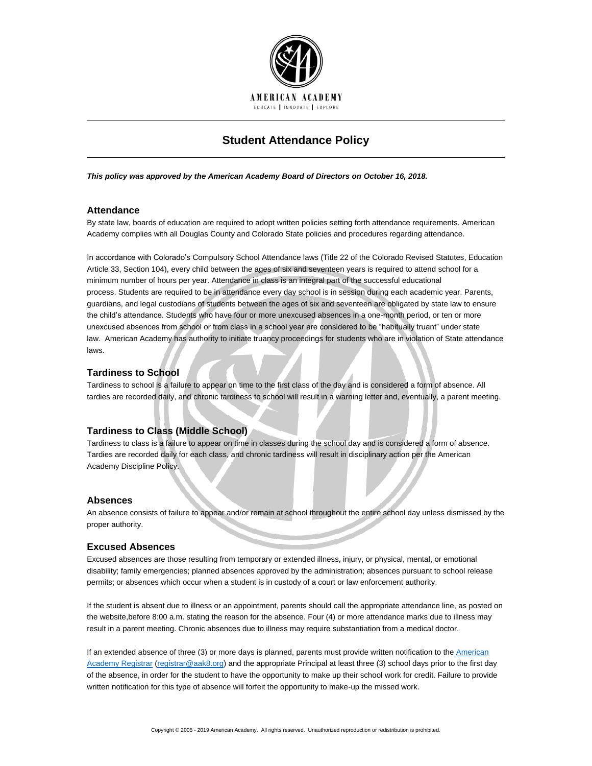AMERICAN ACADEMY

EDUCATE | INNOVATE | EXPLORE

# Student Attendance Policy

***This policy was approved by the American Academy Board of Directors on October 16, 2018.***

## Attendance

By state law, boards of education are required to adopt written policies setting forth attendance requirements. American Academy complies with all Douglas County and Colorado State policies and procedures regarding attendance.

In accordance with Colorado's Compulsory School Attendance laws (Title 22 of the Colorado Revised Statutes, Education Article 33, Section 104), every child between the ages of six and seventeen years is required to attend school for a minimum number of hours per year. Attendance in class is an integral part of the successful educational process. Students are required to be in attendance every day school is in session during each academic year. Parents, guardians, and legal custodians of students between the ages of six and seventeen are obligated by state law to ensure the child's attendance. Students who have four or more unexcused absences in a one-month period, or ten or more unexcused absences from school or from class in a school year are considered to be "habitually truant" under state law. American Academy has authority to initiate truancy proceedings for students who are in violation of State attendance laws.

## Tardiness to School

Tardiness to school is a failure to appear on time to the first class of the day and is considered a form of absence. All tardies are recorded daily, and chronic tardiness to school will result in a warning letter and, eventually, a parent meeting.

## Tardiness to Class (Middle School)

Tardiness to class is a failure to appear on time in classes during the school day and is considered a form of absence. Tardies are recorded daily for each class, and chronic tardiness will result in disciplinary action per the American Academy Discipline Policy.

## Absences

An absence consists of failure to appear and/or remain at school throughout the entire school day unless dismissed by the proper authority.

## Excused Absences

Excused absences are those resulting from temporary or extended illness, injury, or physical, mental, or emotional disability; family emergencies; planned absences approved by the administration; absences pursuant to school release permits; or absences which occur when a student is in custody of a court or law enforcement authority.

If the student is absent due to illness or an appointment, parents should call the appropriate attendance line, as posted on the website,before 8:00 a.m. stating the reason for the absence. Four (4) or more attendance marks due to illness may result in a parent meeting. Chronic absences due to illness may require substantiation from a medical doctor.

If an extended absence of three (3) or more days is planned, parents must provide written notification to the American Academy Registrar (registrar@aak8.org) and the appropriate Principal at least three (3) school days prior to the first day of the absence, in order for the student to have the opportunity to make up their school work for credit. Failure to provide written notification for this type of absence will forfeit the opportunity to make-up the missed work.

Copyright © 2005 - 2019 American Academy. All rights reserved. Unauthorized reproduction or redistribution is prohibited.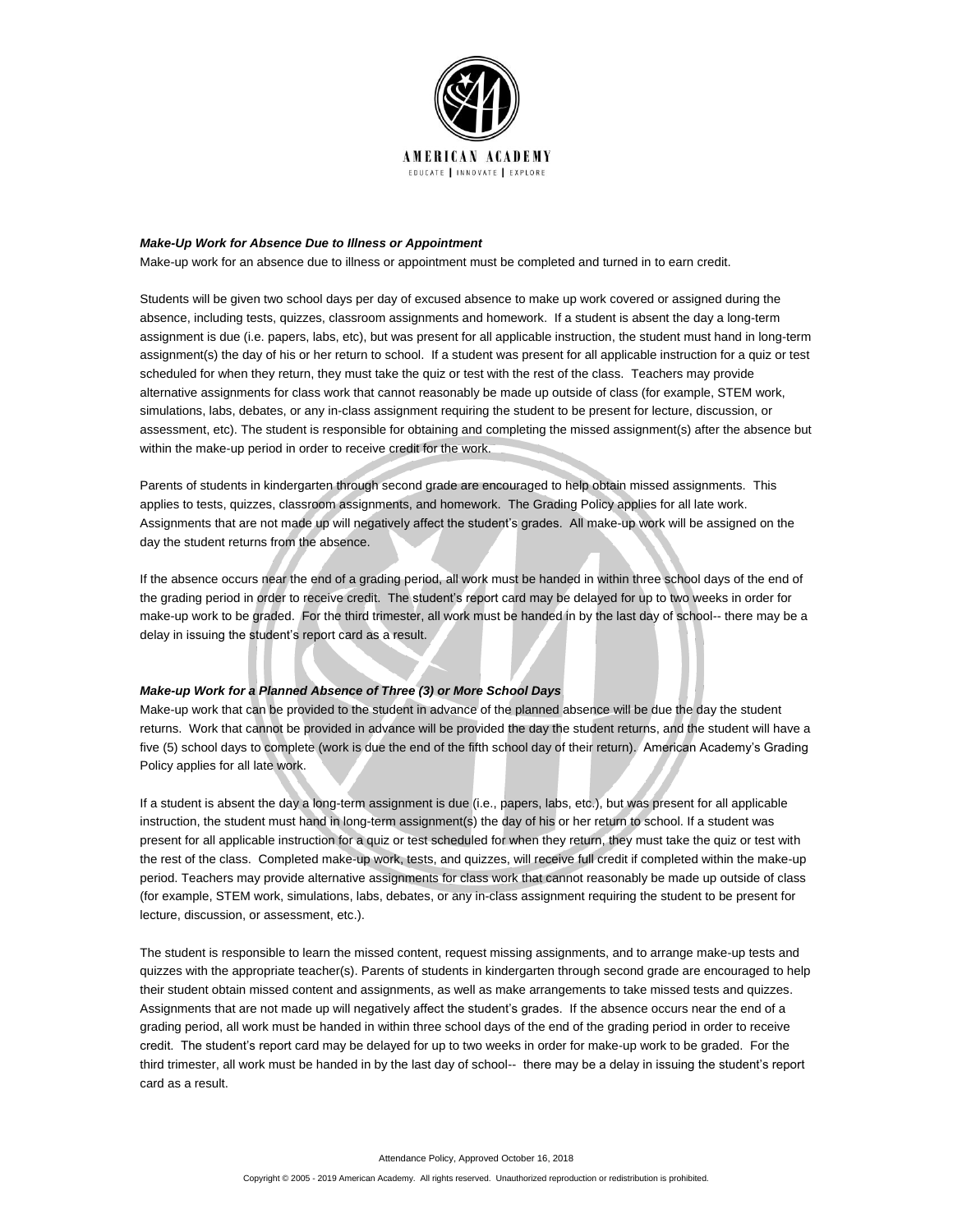### ***Make-Up Work for Absence Due to Illness or Appointment***

Make-up work for an absence due to illness or appointment must be completed and turned in to earn credit.

Students will be given two school days per day of excused absence to make up work covered or assigned during the absence, including tests, quizzes, classroom assignments and homework. If a student is absent the day a long-term assignment is due (i.e. papers, labs, etc), but was present for all applicable instruction, the student must hand in long-term assignment(s) the day of his or her return to school. If a student was present for all applicable instruction for a quiz or test scheduled for when they return, they must take the quiz or test with the rest of the class. Teachers may provide alternative assignments for class work that cannot reasonably be made up outside of class (for example, STEM work, simulations, labs, debates, or any in-class assignment requiring the student to be present for lecture, discussion, or assessment, etc). The student is responsible for obtaining and completing the missed assignment(s) after the absence but within the make-up period in order to receive credit for the work.

Parents of students in kindergarten through second grade are encouraged to help obtain missed assignments. This applies to tests, quizzes, classroom assignments, and homework. The Grading Policy applies for all late work. Assignments that are not made up will negatively affect the student's grades. All make-up work will be assigned on the day the student returns from the absence.

If the absence occurs near the end of a grading period, all work must be handed in within three school days of the end of the grading period in order to receive credit. The student's report card may be delayed for up to two weeks in order for make-up work to be graded. For the third trimester, all work must be handed in by the last day of school-- there may be a delay in issuing the student's report card as a result.

### ***Make-up Work for a Planned Absence of Three (3) or More School Days***

Make-up work that can be provided to the student in advance of the planned absence will be due the day the student returns. Work that cannot be provided in advance will be provided the day the student returns, and the student will have a five (5) school days to complete (work is due the end of the fifth school day of their return). American Academy's Grading Policy applies for all late work.

If a student is absent the day a long-term assignment is due (i.e., papers, labs, etc.), but was present for all applicable instruction, the student must hand in long-term assignment(s) the day of his or her return to school. If a student was present for all applicable instruction for a quiz or test scheduled for when they return, they must take the quiz or test with the rest of the class. Completed make-up work, tests, and quizzes, will receive full credit if completed within the make-up period. Teachers may provide alternative assignments for class work that cannot reasonably be made up outside of class (for example, STEM work, simulations, labs, debates, or any in-class assignment requiring the student to be present for lecture, discussion, or assessment, etc.).

The student is responsible to learn the missed content, request missing assignments, and to arrange make-up tests and quizzes with the appropriate teacher(s). Parents of students in kindergarten through second grade are encouraged to help their student obtain missed content and assignments, as well as make arrangements to take missed tests and quizzes. Assignments that are not made up will negatively affect the student's grades. If the absence occurs near the end of a grading period, all work must be handed in within three school days of the end of the grading period in order to receive credit. The student's report card may be delayed for up to two weeks in order for make-up work to be graded. For the third trimester, all work must be handed in by the last day of school-- there may be a delay in issuing the student's report card as a result.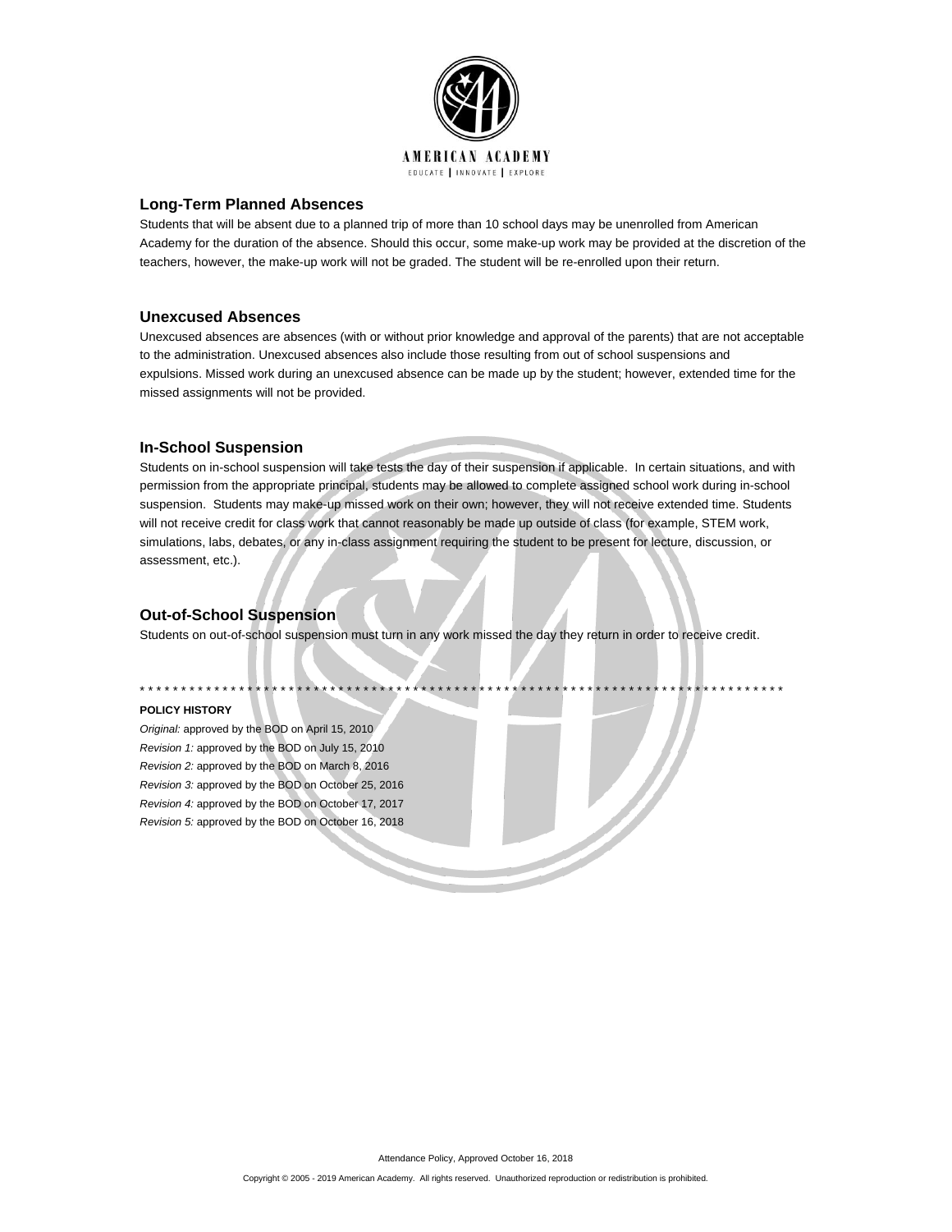## Long-Term Planned Absences

Students that will be absent due to a planned trip of more than 10 school days may be unenrolled from American Academy for the duration of the absence. Should this occur, some make-up work may be provided at the discretion of the teachers, however, the make-up work will not be graded. The student will be re-enrolled upon their return.

## Unexcused Absences

Unexcused absences are absences (with or without prior knowledge and approval of the parents) that are not acceptable to the administration. Unexcused absences also include those resulting from out of school suspensions and expulsions. Missed work during an unexcused absence can be made up by the student; however, extended time for the missed assignments will not be provided.

## In-School Suspension

Students on in-school suspension will take tests the day of their suspension if applicable. In certain situations, and with permission from the appropriate principal, students may be allowed to complete assigned school work during in-school suspension. Students may make-up missed work on their own; however, they will not receive extended time. Students will not receive credit for class work that cannot reasonably be made up outside of class (for example, STEM work, simulations, labs, debates, or any in-class assignment requiring the student to be present for lecture, discussion, or assessment, etc.).

## Out-of-School Suspension

Students on out-of-school suspension must turn in any work missed the day they return in order to receive credit.

* * * * * * * * * * * * * * * * * * * * * * * * * * * * * * * * * * * * * * * * * * * * * * * * * * * * * * * * * * * * * * * * * * * * * * * * * * * * * * *

**POLICY HISTORY**

*Original:* approved by the BOD on April 15, 2010
*Revision 1:* approved by the BOD on July 15, 2010
*Revision 2:* approved by the BOD on March 8, 2016
*Revision 3:* approved by the BOD on October 25, 2016
*Revision 4:* approved by the BOD on October 17, 2017
*Revision 5:* approved by the BOD on October 16, 2018